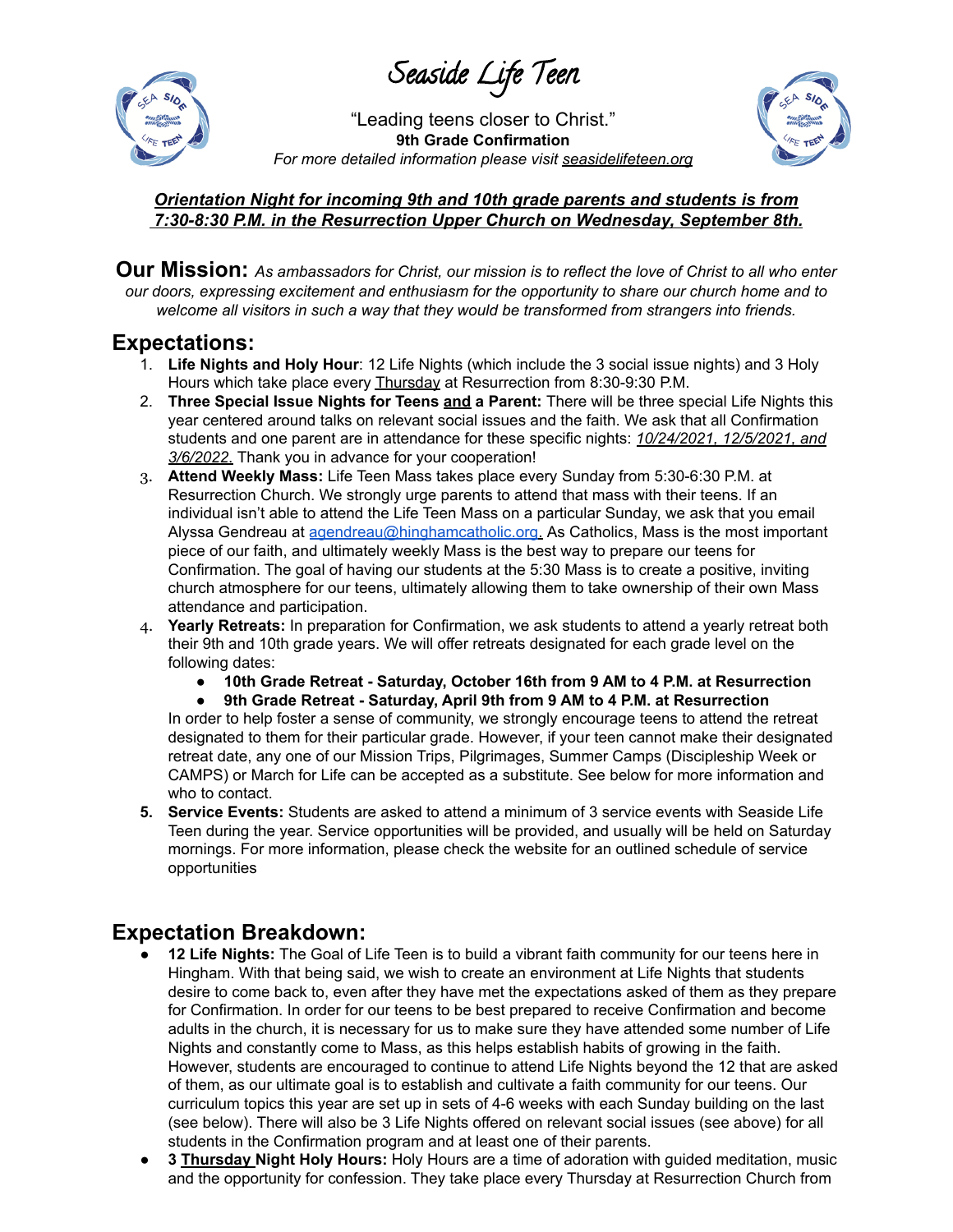# Seaside Life Teen

"Leading teens closer to Christ."
**9th Grade Confirmation**
*For more detailed information please visit seasidelifeteen.org*

***Orientation Night for incoming 9th and 10th grade parents and students is from 7:30-8:30 P.M. in the Resurrection Upper Church on Wednesday, September 8th.***

**Our Mission:** *As ambassadors for Christ, our mission is to reflect the love of Christ to all who enter our doors, expressing excitement and enthusiasm for the opportunity to share our church home and to welcome all visitors in such a way that they would be transformed from strangers into friends.*

## Expectations:

1. **Life Nights and Holy Hour**: 12 Life Nights (which include the 3 social issue nights) and 3 Holy Hours which take place every Thursday at Resurrection from 8:30-9:30 P.M.
2. **Three Special Issue Nights for Teens and a Parent:** There will be three special Life Nights this year centered around talks on relevant social issues and the faith. We ask that all Confirmation students and one parent are in attendance for these specific nights: *10/24/2021, 12/5/2021, and 3/6/2022.* Thank you in advance for your cooperation!
3. **Attend Weekly Mass:** Life Teen Mass takes place every Sunday from 5:30-6:30 P.M. at Resurrection Church. We strongly urge parents to attend that mass with their teens. If an individual isn't able to attend the Life Teen Mass on a particular Sunday, we ask that you email Alyssa Gendreau at agendreau@hinghamcatholic.org. As Catholics, Mass is the most important piece of our faith, and ultimately weekly Mass is the best way to prepare our teens for Confirmation. The goal of having our students at the 5:30 Mass is to create a positive, inviting church atmosphere for our teens, ultimately allowing them to take ownership of their own Mass attendance and participation.
4. **Yearly Retreats:** In preparation for Confirmation, we ask students to attend a yearly retreat both their 9th and 10th grade years. We will offer retreats designated for each grade level on the following dates:
   - **10th Grade Retreat - Saturday, October 16th from 9 AM to 4 P.M. at Resurrection**
   - **9th Grade Retreat - Saturday, April 9th from 9 AM to 4 P.M. at Resurrection**

   In order to help foster a sense of community, we strongly encourage teens to attend the retreat designated to them for their particular grade. However, if your teen cannot make their designated retreat date, any one of our Mission Trips, Pilgrimages, Summer Camps (Discipleship Week or CAMPS) or March for Life can be accepted as a substitute. See below for more information and who to contact.
5. **Service Events:** Students are asked to attend a minimum of 3 service events with Seaside Life Teen during the year. Service opportunities will be provided, and usually will be held on Saturday mornings. For more information, please check the website for an outlined schedule of service opportunities

## Expectation Breakdown:

- **12 Life Nights:** The Goal of Life Teen is to build a vibrant faith community for our teens here in Hingham. With that being said, we wish to create an environment at Life Nights that students desire to come back to, even after they have met the expectations asked of them as they prepare for Confirmation. In order for our teens to be best prepared to receive Confirmation and become adults in the church, it is necessary for us to make sure they have attended some number of Life Nights and constantly come to Mass, as this helps establish habits of growing in the faith. However, students are encouraged to continue to attend Life Nights beyond the 12 that are asked of them, as our ultimate goal is to establish and cultivate a faith community for our teens. Our curriculum topics this year are set up in sets of 4-6 weeks with each Sunday building on the last (see below). There will also be 3 Life Nights offered on relevant social issues (see above) for all students in the Confirmation program and at least one of their parents.
- **3 Thursday Night Holy Hours:** Holy Hours are a time of adoration with guided meditation, music and the opportunity for confession. They take place every Thursday at Resurrection Church from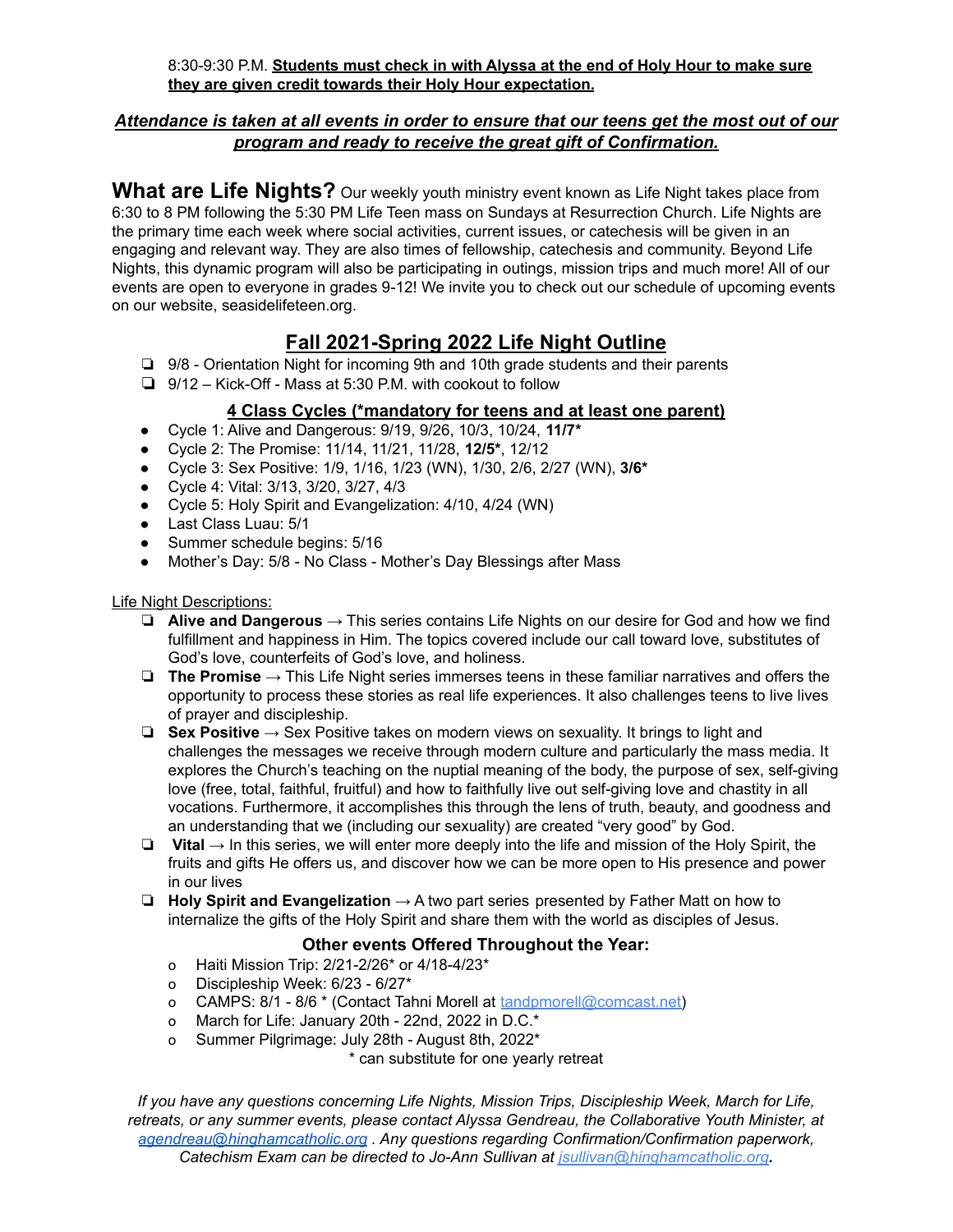8:30-9:30 P.M. **<u>Students must check in with Alyssa at the end of Holy Hour to make sure they are given credit towards their Holy Hour expectation.</u>**

***<u>Attendance is taken at all events in order to ensure that our teens get the most out of our program and ready to receive the great gift of Confirmation.</u>***

**What are Life Nights?** Our weekly youth ministry event known as Life Night takes place from 6:30 to 8 PM following the 5:30 PM Life Teen mass on Sundays at Resurrection Church. Life Nights are the primary time each week where social activities, current issues, or catechesis will be given in an engaging and relevant way. They are also times of fellowship, catechesis and community. Beyond Life Nights, this dynamic program will also be participating in outings, mission trips and much more! All of our events are open to everyone in grades 9-12! We invite you to check out our schedule of upcoming events on our website, seasidelifeteen.org.

## <u>Fall 2021-Spring 2022 Life Night Outline</u>

- 9/8 - Orientation Night for incoming 9th and 10th grade students and their parents
- 9/12 – Kick-Off - Mass at 5:30 P.M. with cookout to follow

### <u>4 Class Cycles (*mandatory for teens and at least one parent)</u>

- Cycle 1: Alive and Dangerous: 9/19, 9/26, 10/3, 10/24, **11/7***
- Cycle 2: The Promise: 11/14, 11/21, 11/28, **12/5***, 12/12
- Cycle 3: Sex Positive: 1/9, 1/16, 1/23 (WN), 1/30, 2/6, 2/27 (WN), **3/6***
- Cycle 4: Vital: 3/13, 3/20, 3/27, 4/3
- Cycle 5: Holy Spirit and Evangelization: 4/10, 4/24 (WN)
- Last Class Luau: 5/1
- Summer schedule begins: 5/16
- Mother's Day: 5/8 - No Class - Mother's Day Blessings after Mass

<u>Life Night Descriptions:</u>

- **Alive and Dangerous** → This series contains Life Nights on our desire for God and how we find fulfillment and happiness in Him. The topics covered include our call toward love, substitutes of God's love, counterfeits of God's love, and holiness.
- **The Promise** → This Life Night series immerses teens in these familiar narratives and offers the opportunity to process these stories as real life experiences. It also challenges teens to live lives of prayer and discipleship.
- **Sex Positive** → Sex Positive takes on modern views on sexuality. It brings to light and challenges the messages we receive through modern culture and particularly the mass media. It explores the Church's teaching on the nuptial meaning of the body, the purpose of sex, self-giving love (free, total, faithful, fruitful) and how to faithfully live out self-giving love and chastity in all vocations. Furthermore, it accomplishes this through the lens of truth, beauty, and goodness and an understanding that we (including our sexuality) are created "very good" by God.
- **Vital** → In this series, we will enter more deeply into the life and mission of the Holy Spirit, the fruits and gifts He offers us, and discover how we can be more open to His presence and power in our lives
- **Holy Spirit and Evangelization** → A two part series presented by Father Matt on how to internalize the gifts of the Holy Spirit and share them with the world as disciples of Jesus.

### Other events Offered Throughout the Year:

- Haiti Mission Trip: 2/21-2/26* or 4/18-4/23*
- Discipleship Week: 6/23 - 6/27*
- CAMPS: 8/1 - 8/6 * (Contact Tahni Morell at tandpmorell@comcast.net)
- March for Life: January 20th - 22nd, 2022 in D.C.*
- Summer Pilgrimage: July 28th - August 8th, 2022*

\* can substitute for one yearly retreat

*If you have any questions concerning Life Nights, Mission Trips, Discipleship Week, March for Life, retreats, or any summer events, please contact Alyssa Gendreau, the Collaborative Youth Minister, at agendreau@hinghamcatholic.org . Any questions regarding Confirmation/Confirmation paperwork, Catechism Exam can be directed to Jo-Ann Sullivan at jsullivan@hinghamcatholic.org.*